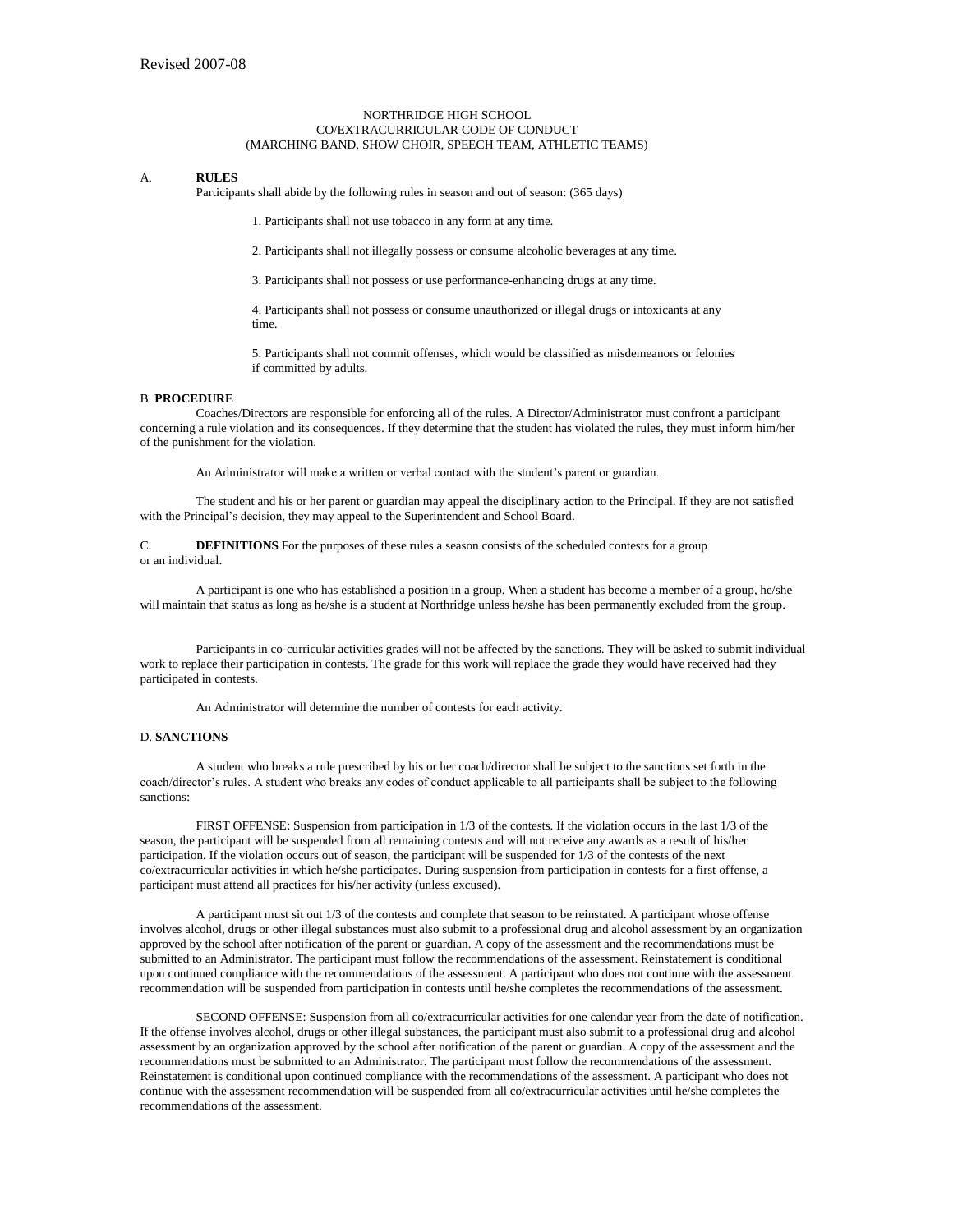Revised 2007-08

# NORTHRIDGE HIGH SCHOOL
## CO/EXTRACURRICULAR CODE OF CONDUCT
### (MARCHING BAND, SHOW CHOIR, SPEECH TEAM, ATHLETIC TEAMS)

## A. RULES

Participants shall abide by the following rules in season and out of season: (365 days)

1. Participants shall not use tobacco in any form at any time.

2. Participants shall not illegally possess or consume alcoholic beverages at any time.

3. Participants shall not possess or use performance-enhancing drugs at any time.

4. Participants shall not possess or consume unauthorized or illegal drugs or intoxicants at any time.

5. Participants shall not commit offenses, which would be classified as misdemeanors or felonies if committed by adults.

## B. PROCEDURE

Coaches/Directors are responsible for enforcing all of the rules. A Director/Administrator must confront a participant concerning a rule violation and its consequences. If they determine that the student has violated the rules, they must inform him/her of the punishment for the violation.

An Administrator will make a written or verbal contact with the student's parent or guardian.

The student and his or her parent or guardian may appeal the disciplinary action to the Principal. If they are not satisfied with the Principal's decision, they may appeal to the Superintendent and School Board.

## C. DEFINITIONS

**DEFINITIONS** For the purposes of these rules a season consists of the scheduled contests for a group or an individual.

A participant is one who has established a position in a group. When a student has become a member of a group, he/she will maintain that status as long as he/she is a student at Northridge unless he/she has been permanently excluded from the group.

Participants in co-curricular activities grades will not be affected by the sanctions. They will be asked to submit individual work to replace their participation in contests. The grade for this work will replace the grade they would have received had they participated in contests.

An Administrator will determine the number of contests for each activity.

## D. SANCTIONS

A student who breaks a rule prescribed by his or her coach/director shall be subject to the sanctions set forth in the coach/director's rules. A student who breaks any codes of conduct applicable to all participants shall be subject to the following sanctions:

FIRST OFFENSE: Suspension from participation in 1/3 of the contests. If the violation occurs in the last 1/3 of the season, the participant will be suspended from all remaining contests and will not receive any awards as a result of his/her participation. If the violation occurs out of season, the participant will be suspended for 1/3 of the contests of the next co/extracurricular activities in which he/she participates. During suspension from participation in contests for a first offense, a participant must attend all practices for his/her activity (unless excused).

A participant must sit out 1/3 of the contests and complete that season to be reinstated. A participant whose offense involves alcohol, drugs or other illegal substances must also submit to a professional drug and alcohol assessment by an organization approved by the school after notification of the parent or guardian. A copy of the assessment and the recommendations must be submitted to an Administrator. The participant must follow the recommendations of the assessment. Reinstatement is conditional upon continued compliance with the recommendations of the assessment. A participant who does not continue with the assessment recommendation will be suspended from participation in contests until he/she completes the recommendations of the assessment.

SECOND OFFENSE: Suspension from all co/extracurricular activities for one calendar year from the date of notification. If the offense involves alcohol, drugs or other illegal substances, the participant must also submit to a professional drug and alcohol assessment by an organization approved by the school after notification of the parent or guardian. A copy of the assessment and the recommendations must be submitted to an Administrator. The participant must follow the recommendations of the assessment. Reinstatement is conditional upon continued compliance with the recommendations of the assessment. A participant who does not continue with the assessment recommendation will be suspended from all co/extracurricular activities until he/she completes the recommendations of the assessment.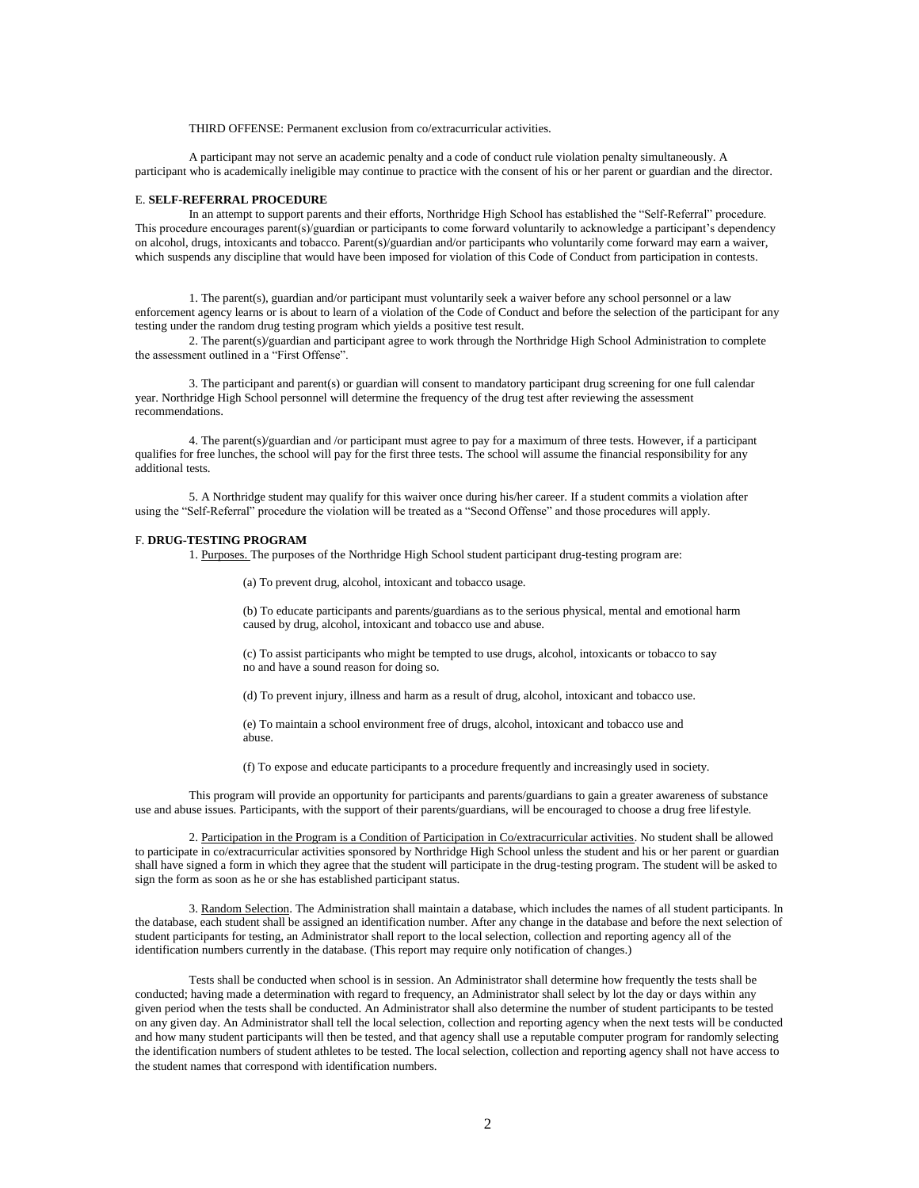THIRD OFFENSE: Permanent exclusion from co/extracurricular activities.

A participant may not serve an academic penalty and a code of conduct rule violation penalty simultaneously. A participant who is academically ineligible may continue to practice with the consent of his or her parent or guardian and the director.

E. **SELF-REFERRAL PROCEDURE**

In an attempt to support parents and their efforts, Northridge High School has established the "Self-Referral" procedure. This procedure encourages parent(s)/guardian or participants to come forward voluntarily to acknowledge a participant's dependency on alcohol, drugs, intoxicants and tobacco. Parent(s)/guardian and/or participants who voluntarily come forward may earn a waiver, which suspends any discipline that would have been imposed for violation of this Code of Conduct from participation in contests.

1. The parent(s), guardian and/or participant must voluntarily seek a waiver before any school personnel or a law enforcement agency learns or is about to learn of a violation of the Code of Conduct and before the selection of the participant for any testing under the random drug testing program which yields a positive test result.

2. The parent(s)/guardian and participant agree to work through the Northridge High School Administration to complete the assessment outlined in a "First Offense".

3. The participant and parent(s) or guardian will consent to mandatory participant drug screening for one full calendar year. Northridge High School personnel will determine the frequency of the drug test after reviewing the assessment recommendations.

4. The parent(s)/guardian and /or participant must agree to pay for a maximum of three tests. However, if a participant qualifies for free lunches, the school will pay for the first three tests. The school will assume the financial responsibility for any additional tests.

5. A Northridge student may qualify for this waiver once during his/her career. If a student commits a violation after using the "Self-Referral" procedure the violation will be treated as a "Second Offense" and those procedures will apply.

F. **DRUG-TESTING PROGRAM**

1. Purposes. The purposes of the Northridge High School student participant drug-testing program are:

(a) To prevent drug, alcohol, intoxicant and tobacco usage.

(b) To educate participants and parents/guardians as to the serious physical, mental and emotional harm caused by drug, alcohol, intoxicant and tobacco use and abuse.

(c) To assist participants who might be tempted to use drugs, alcohol, intoxicants or tobacco to say no and have a sound reason for doing so.

(d) To prevent injury, illness and harm as a result of drug, alcohol, intoxicant and tobacco use.

(e) To maintain a school environment free of drugs, alcohol, intoxicant and tobacco use and abuse.

(f) To expose and educate participants to a procedure frequently and increasingly used in society.

This program will provide an opportunity for participants and parents/guardians to gain a greater awareness of substance use and abuse issues. Participants, with the support of their parents/guardians, will be encouraged to choose a drug free lifestyle.

2. Participation in the Program is a Condition of Participation in Co/extracurricular activities. No student shall be allowed to participate in co/extracurricular activities sponsored by Northridge High School unless the student and his or her parent or guardian shall have signed a form in which they agree that the student will participate in the drug-testing program. The student will be asked to sign the form as soon as he or she has established participant status.

3. Random Selection. The Administration shall maintain a database, which includes the names of all student participants. In the database, each student shall be assigned an identification number. After any change in the database and before the next selection of student participants for testing, an Administrator shall report to the local selection, collection and reporting agency all of the identification numbers currently in the database. (This report may require only notification of changes.)

Tests shall be conducted when school is in session. An Administrator shall determine how frequently the tests shall be conducted; having made a determination with regard to frequency, an Administrator shall select by lot the day or days within any given period when the tests shall be conducted. An Administrator shall also determine the number of student participants to be tested on any given day. An Administrator shall tell the local selection, collection and reporting agency when the next tests will be conducted and how many student participants will then be tested, and that agency shall use a reputable computer program for randomly selecting the identification numbers of student athletes to be tested. The local selection, collection and reporting agency shall not have access to the student names that correspond with identification numbers.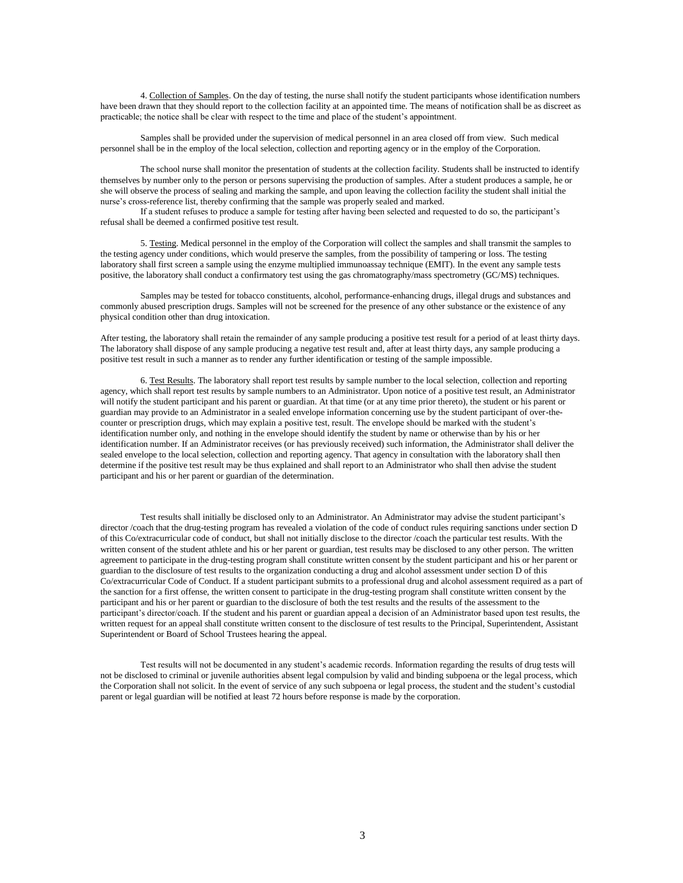4. Collection of Samples. On the day of testing, the nurse shall notify the student participants whose identification numbers have been drawn that they should report to the collection facility at an appointed time. The means of notification shall be as discreet as practicable; the notice shall be clear with respect to the time and place of the student's appointment.

Samples shall be provided under the supervision of medical personnel in an area closed off from view. Such medical personnel shall be in the employ of the local selection, collection and reporting agency or in the employ of the Corporation.

The school nurse shall monitor the presentation of students at the collection facility. Students shall be instructed to identify themselves by number only to the person or persons supervising the production of samples. After a student produces a sample, he or she will observe the process of sealing and marking the sample, and upon leaving the collection facility the student shall initial the nurse's cross-reference list, thereby confirming that the sample was properly sealed and marked.

If a student refuses to produce a sample for testing after having been selected and requested to do so, the participant's refusal shall be deemed a confirmed positive test result.

5. Testing. Medical personnel in the employ of the Corporation will collect the samples and shall transmit the samples to the testing agency under conditions, which would preserve the samples, from the possibility of tampering or loss. The testing laboratory shall first screen a sample using the enzyme multiplied immunoassay technique (EMIT). In the event any sample tests positive, the laboratory shall conduct a confirmatory test using the gas chromatography/mass spectrometry (GC/MS) techniques.

Samples may be tested for tobacco constituents, alcohol, performance-enhancing drugs, illegal drugs and substances and commonly abused prescription drugs. Samples will not be screened for the presence of any other substance or the existence of any physical condition other than drug intoxication.

After testing, the laboratory shall retain the remainder of any sample producing a positive test result for a period of at least thirty days. The laboratory shall dispose of any sample producing a negative test result and, after at least thirty days, any sample producing a positive test result in such a manner as to render any further identification or testing of the sample impossible.

6. Test Results. The laboratory shall report test results by sample number to the local selection, collection and reporting agency, which shall report test results by sample numbers to an Administrator. Upon notice of a positive test result, an Administrator will notify the student participant and his parent or guardian. At that time (or at any time prior thereto), the student or his parent or guardian may provide to an Administrator in a sealed envelope information concerning use by the student participant of over-the-counter or prescription drugs, which may explain a positive test, result. The envelope should be marked with the student's identification number only, and nothing in the envelope should identify the student by name or otherwise than by his or her identification number. If an Administrator receives (or has previously received) such information, the Administrator shall deliver the sealed envelope to the local selection, collection and reporting agency. That agency in consultation with the laboratory shall then determine if the positive test result may be thus explained and shall report to an Administrator who shall then advise the student participant and his or her parent or guardian of the determination.

Test results shall initially be disclosed only to an Administrator. An Administrator may advise the student participant's director /coach that the drug-testing program has revealed a violation of the code of conduct rules requiring sanctions under section D of this Co/extracurricular code of conduct, but shall not initially disclose to the director /coach the particular test results. With the written consent of the student athlete and his or her parent or guardian, test results may be disclosed to any other person. The written agreement to participate in the drug-testing program shall constitute written consent by the student participant and his or her parent or guardian to the disclosure of test results to the organization conducting a drug and alcohol assessment under section D of this Co/extracurricular Code of Conduct. If a student participant submits to a professional drug and alcohol assessment required as a part of the sanction for a first offense, the written consent to participate in the drug-testing program shall constitute written consent by the participant and his or her parent or guardian to the disclosure of both the test results and the results of the assessment to the participant's director/coach. If the student and his parent or guardian appeal a decision of an Administrator based upon test results, the written request for an appeal shall constitute written consent to the disclosure of test results to the Principal, Superintendent, Assistant Superintendent or Board of School Trustees hearing the appeal.

Test results will not be documented in any student's academic records. Information regarding the results of drug tests will not be disclosed to criminal or juvenile authorities absent legal compulsion by valid and binding subpoena or the legal process, which the Corporation shall not solicit. In the event of service of any such subpoena or legal process, the student and the student's custodial parent or legal guardian will be notified at least 72 hours before response is made by the corporation.